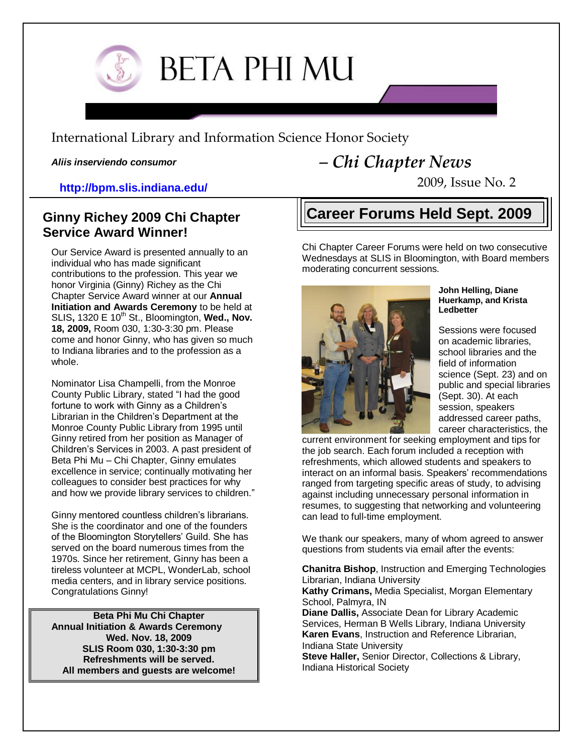# BETA PHI MU

International Library and Information Science Honor Society

***Aliis inserviendo consumor***

***– Chi Chapter News***

2009, Issue No. 2

**http://bpm.slis.indiana.edu/**

## Ginny Richey 2009 Chi Chapter Service Award Winner!

Our Service Award is presented annually to an individual who has made significant contributions to the profession. This year we honor Virginia (Ginny) Richey as the Chi Chapter Service Award winner at our **Annual Initiation and Awards Ceremony** to be held at SLIS**,** 1320 E 10th St., Bloomington, **Wed., Nov. 18, 2009,** Room 030, 1:30-3:30 pm. Please come and honor Ginny, who has given so much to Indiana libraries and to the profession as a whole.

Nominator Lisa Champelli, from the Monroe County Public Library, stated "I had the good fortune to work with Ginny as a Children's Librarian in the Children's Department at the Monroe County Public Library from 1995 until Ginny retired from her position as Manager of Children's Services in 2003. A past president of Beta Phi Mu – Chi Chapter, Ginny emulates excellence in service; continually motivating her colleagues to consider best practices for why and how we provide library services to children."

Ginny mentored countless children's librarians. She is the coordinator and one of the founders of the Bloomington Storytellers' Guild. She has served on the board numerous times from the 1970s. Since her retirement, Ginny has been a tireless volunteer at MCPL, WonderLab, school media centers, and in library service positions. Congratulations Ginny!

**Beta Phi Mu Chi Chapter**
**Annual Initiation & Awards Ceremony**
**Wed. Nov. 18, 2009**
**SLIS Room 030, 1:30-3:30 pm**
**Refreshments will be served.**
**All members and guests are welcome!**

## Career Forums Held Sept. 2009

Chi Chapter Career Forums were held on two consecutive Wednesdays at SLIS in Bloomington, with Board members moderating concurrent sessions.

**John Helling, Diane Huerkamp, and Krista Ledbetter**

Sessions were focused on academic libraries, school libraries and the field of information science (Sept. 23) and on public and special libraries (Sept. 30). At each session, speakers addressed career paths, career characteristics, the current environment for seeking employment and tips for the job search. Each forum included a reception with refreshments, which allowed students and speakers to interact on an informal basis. Speakers' recommendations ranged from targeting specific areas of study, to advising against including unnecessary personal information in resumes, to suggesting that networking and volunteering can lead to full-time employment.

We thank our speakers, many of whom agreed to answer questions from students via email after the events:

**Chanitra Bishop**, Instruction and Emerging Technologies Librarian, Indiana University
**Kathy Crimans,** Media Specialist, Morgan Elementary School, Palmyra, IN
**Diane Dallis,** Associate Dean for Library Academic Services, Herman B Wells Library, Indiana University
**Karen Evans**, Instruction and Reference Librarian, Indiana State University
**Steve Haller,** Senior Director, Collections & Library, Indiana Historical Society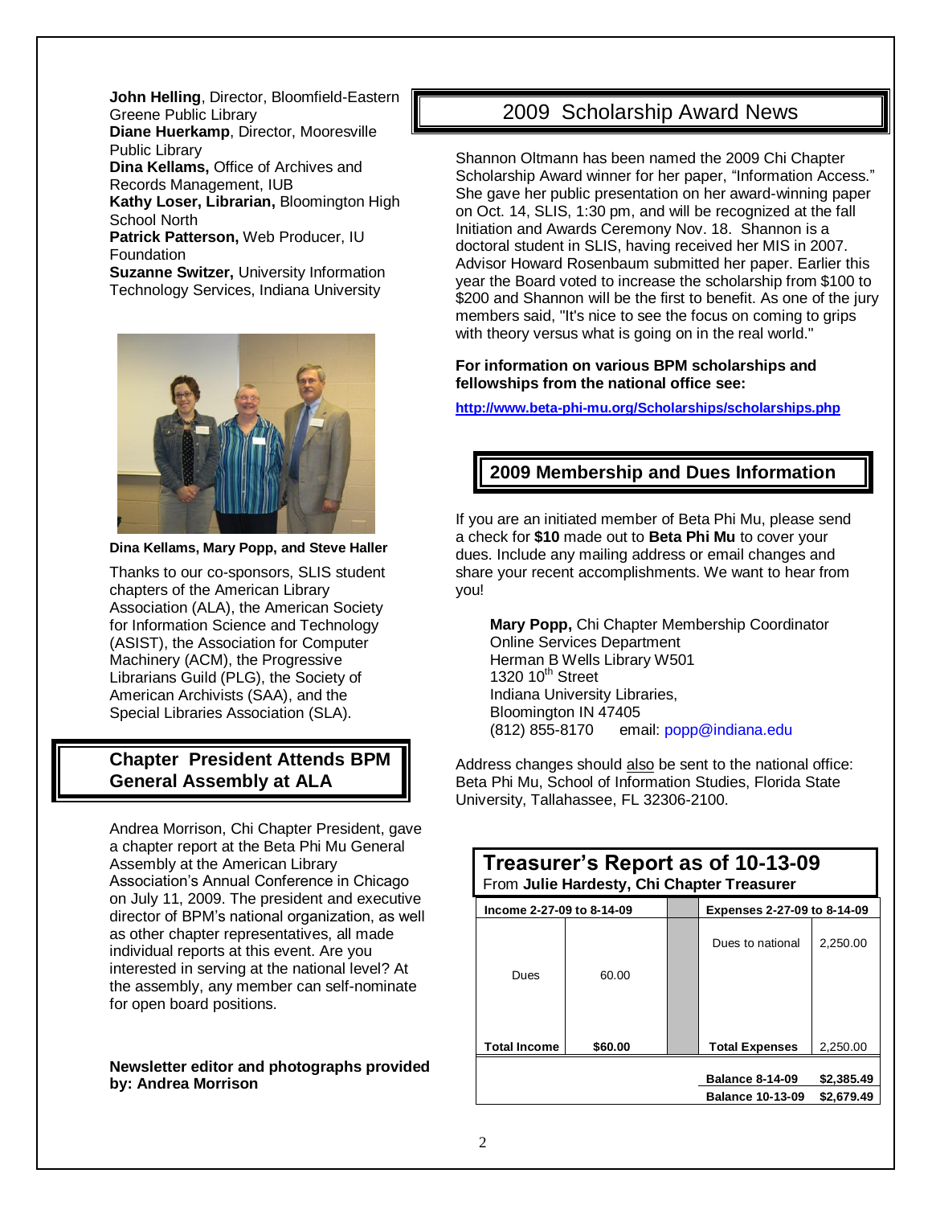**John Helling**, Director, Bloomfield-Eastern Greene Public Library
**Diane Huerkamp**, Director, Mooresville Public Library
**Dina Kellams,** Office of Archives and Records Management, IUB
**Kathy Loser, Librarian,** Bloomington High School North
**Patrick Patterson,** Web Producer, IU Foundation
**Suzanne Switzer,** University Information Technology Services, Indiana University

**Dina Kellams, Mary Popp, and Steve Haller**

Thanks to our co-sponsors, SLIS student chapters of the American Library Association (ALA), the American Society for Information Science and Technology (ASIST), the Association for Computer Machinery (ACM), the Progressive Librarians Guild (PLG), the Society of American Archivists (SAA), and the Special Libraries Association (SLA).

## Chapter President Attends BPM General Assembly at ALA

Andrea Morrison, Chi Chapter President, gave a chapter report at the Beta Phi Mu General Assembly at the American Library Association's Annual Conference in Chicago on July 11, 2009. The president and executive director of BPM's national organization, as well as other chapter representatives, all made individual reports at this event. Are you interested in serving at the national level? At the assembly, any member can self-nominate for open board positions.

**Newsletter editor and photographs provided by: Andrea Morrison**

## 2009 Scholarship Award News

Shannon Oltmann has been named the 2009 Chi Chapter Scholarship Award winner for her paper, "Information Access." She gave her public presentation on her award-winning paper on Oct. 14, SLIS, 1:30 pm, and will be recognized at the fall Initiation and Awards Ceremony Nov. 18. Shannon is a doctoral student in SLIS, having received her MIS in 2007. Advisor Howard Rosenbaum submitted her paper. Earlier this year the Board voted to increase the scholarship from $100 to $200 and Shannon will be the first to benefit. As one of the jury members said, "It's nice to see the focus on coming to grips with theory versus what is going on in the real world."

**For information on various BPM scholarships and fellowships from the national office see:**

**http://www.beta-phi-mu.org/Scholarships/scholarships.php**

## 2009 Membership and Dues Information

If you are an initiated member of Beta Phi Mu, please send a check for **$10** made out to **Beta Phi Mu** to cover your dues. Include any mailing address or email changes and share your recent accomplishments. We want to hear from you!

> **Mary Popp,** Chi Chapter Membership Coordinator
> Online Services Department
> Herman B Wells Library W501
> 1320 10th Street
> Indiana University Libraries,
> Bloomington IN 47405
> (812) 855-8170 email: popp@indiana.edu

Address changes should also be sent to the national office: Beta Phi Mu, School of Information Studies, Florida State University, Tallahassee, FL 32306-2100.

## Treasurer's Report as of 10-13-09

From **Julie Hardesty, Chi Chapter Treasurer**

| **Income 2-27-09 to 8-14-09** | | | **Expenses 2-27-09 to 8-14-09** | |
|---|---|---|---|---|
| Dues | 60.00 | | Dues to national | 2,250.00 |
| **Total Income** | **$60.00** | | **Total Expenses** | 2,250.00 |
| | | | **Balance 8-14-09** | **$2,385.49** |
| | | | **Balance 10-13-09** | **$2,679.49** |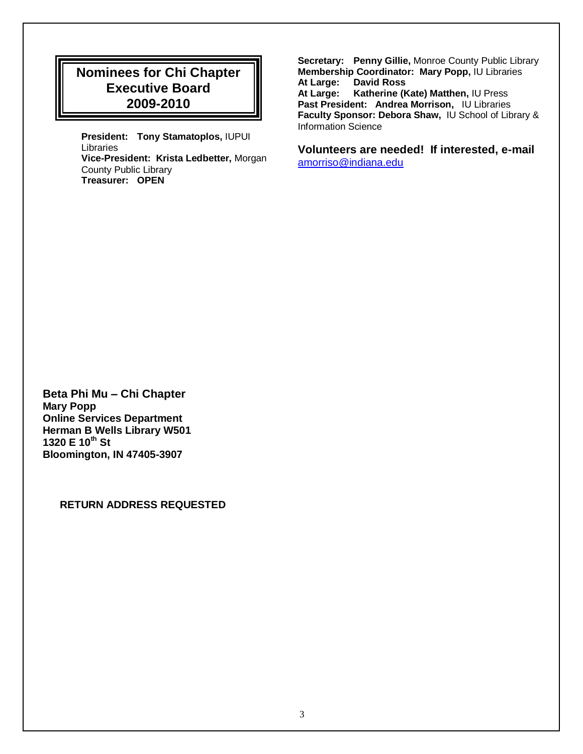## Nominees for Chi Chapter Executive Board 2009-2010

**President: Tony Stamatoplos,** IUPUI Libraries
**Vice-President: Krista Ledbetter,** Morgan County Public Library
**Treasurer: OPEN**
**Secretary: Penny Gillie,** Monroe County Public Library
**Membership Coordinator: Mary Popp,** IU Libraries
**At Large: David Ross**
**At Large: Katherine (Kate) Matthen,** IU Press
**Past President: Andrea Morrison,** IU Libraries
**Faculty Sponsor: Debora Shaw,** IU School of Library & Information Science

**Volunteers are needed! If interested, e-mail** amorriso@indiana.edu

**Beta Phi Mu – Chi Chapter**
**Mary Popp**
**Online Services Department**
**Herman B Wells Library W501**
**1320 E 10th St**
**Bloomington, IN 47405-3907**

**RETURN ADDRESS REQUESTED**